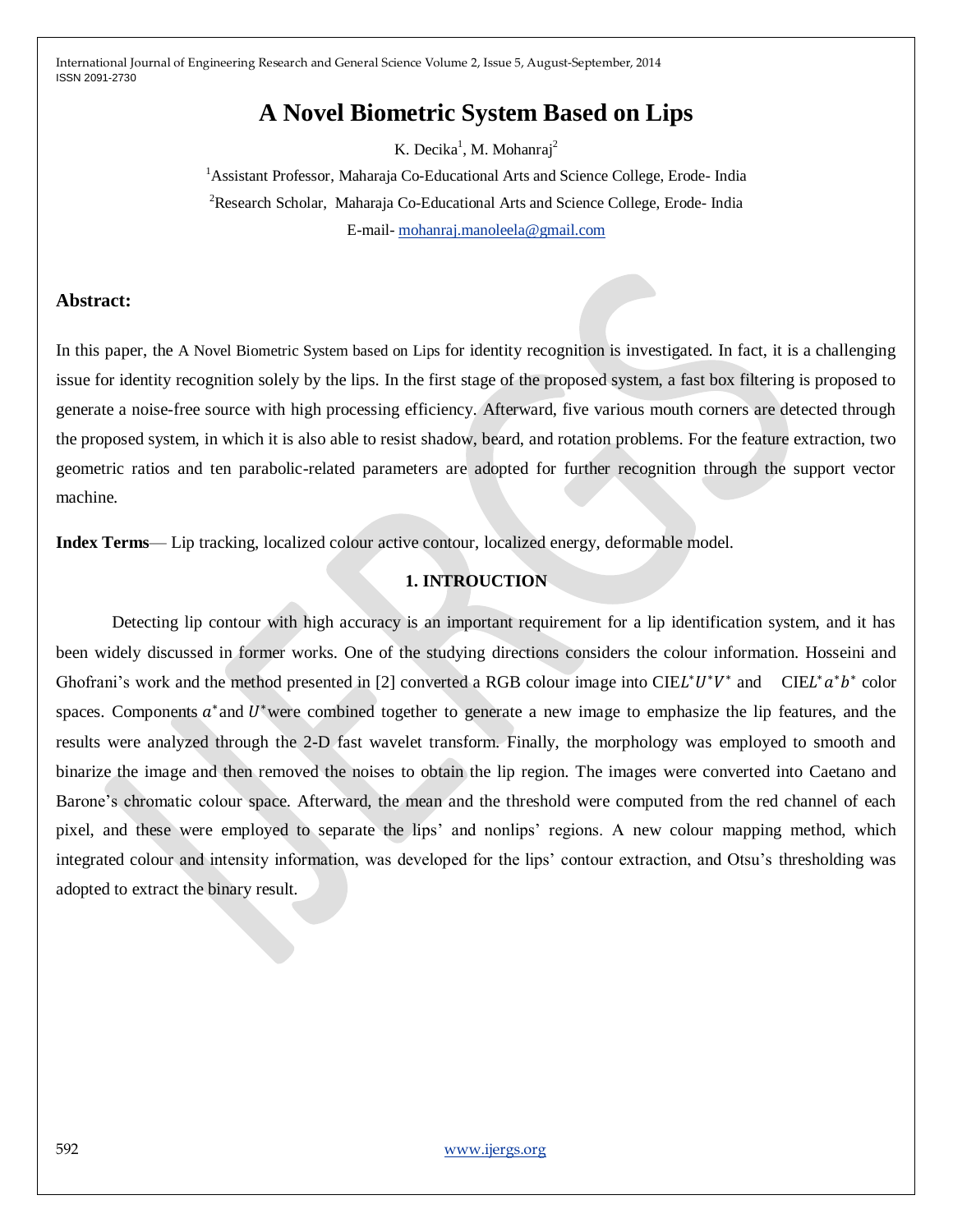# A Novel Biometric System Based on Lips

K. Decika[1], M. Mohanraj[2]

[1]Assistant Professor, Maharaja Co-Educational Arts and Science College, Erode- India

[2]Research Scholar, Maharaja Co-Educational Arts and Science College, Erode- India

E-mail- mohanraj.manoleela@gmail.com

## Abstract:

In this paper, the A Novel Biometric System based on Lips for identity recognition is investigated. In fact, it is a challenging issue for identity recognition solely by the lips. In the first stage of the proposed system, a fast box filtering is proposed to generate a noise-free source with high processing efficiency. Afterward, five various mouth corners are detected through the proposed system, in which it is also able to resist shadow, beard, and rotation problems. For the feature extraction, two geometric ratios and ten parabolic-related parameters are adopted for further recognition through the support vector machine.

**Index Terms**— Lip tracking, localized colour active contour, localized energy, deformable model.

## 1. INTROUCTION

Detecting lip contour with high accuracy is an important requirement for a lip identification system, and it has been widely discussed in former works. One of the studying directions considers the colour information. Hosseini and Ghofrani's work and the method presented in [2] converted a RGB colour image into CIE$L^*U^*V^*$ and CIE$L^*a^*b^*$ color spaces. Components $a^*$and $U^*$were combined together to generate a new image to emphasize the lip features, and the results were analyzed through the 2-D fast wavelet transform. Finally, the morphology was employed to smooth and binarize the image and then removed the noises to obtain the lip region. The images were converted into Caetano and Barone's chromatic colour space. Afterward, the mean and the threshold were computed from the red channel of each pixel, and these were employed to separate the lips' and nonlips' regions. A new colour mapping method, which integrated colour and intensity information, was developed for the lips' contour extraction, and Otsu's thresholding was adopted to extract the binary result.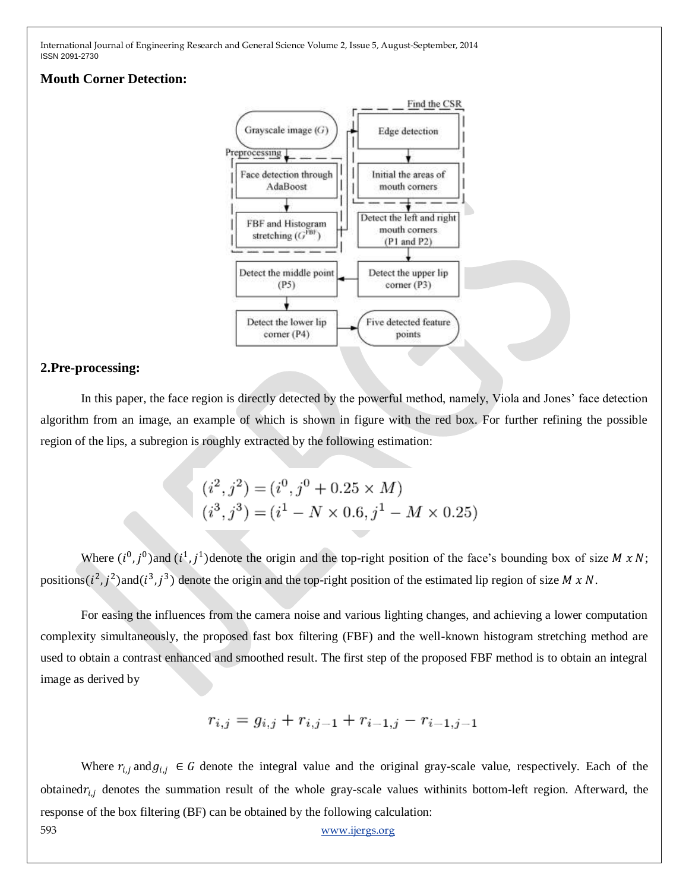### Mouth Corner Detection:

### 2.Pre-processing:

In this paper, the face region is directly detected by the powerful method, namely, Viola and Jones' face detection algorithm from an image, an example of which is shown in figure with the red box. For further refining the possible region of the lips, a subregion is roughly extracted by the following estimation:

$$(i^2, j^2) = (i^0, j^0 + 0.25 \times M)$$
$$(i^3, j^3) = (i^1 - N \times 0.6, j^1 - M \times 0.25)$$

Where $(i^0, j^0)$and $(i^1, j^1)$denote the origin and the top-right position of the face's bounding box of size $M \ x \ N$; positions$(i^2, j^2)$and$(i^3, j^3)$ denote the origin and the top-right position of the estimated lip region of size $M \ x \ N$.

For easing the influences from the camera noise and various lighting changes, and achieving a lower computation complexity simultaneously, the proposed fast box filtering (FBF) and the well-known histogram stretching method are used to obtain a contrast enhanced and smoothed result. The first step of the proposed FBF method is to obtain an integral image as derived by

$$r_{i,j} = g_{i,j} + r_{i,j-1} + r_{i-1,j} - r_{i-1,j-1}$$

Where $r_{i,j}$ and$g_{i,j} \ \in G$ denote the integral value and the original gray-scale value, respectively. Each of the obtained$r_{i,j}$ denotes the summation result of the whole gray-scale values withinits bottom-left region. Afterward, the response of the box filtering (BF) can be obtained by the following calculation: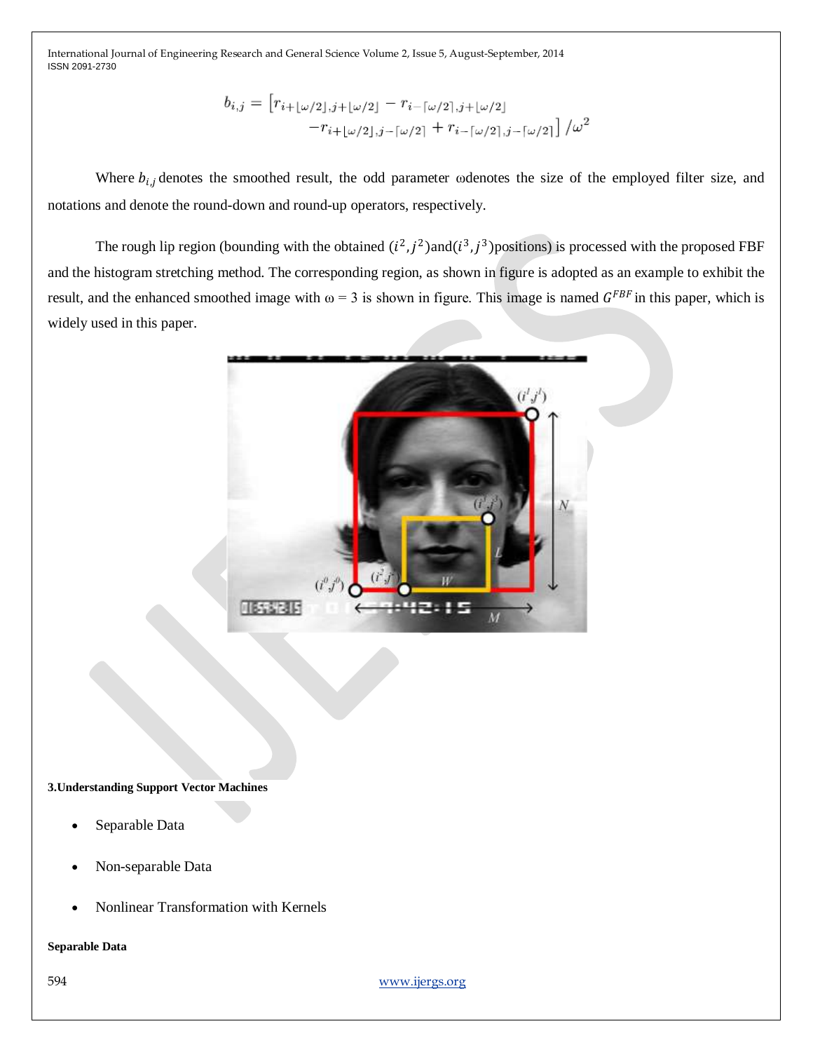$$b_{i,j} = \left[r_{i+\lfloor\omega/2\rfloor,j+\lfloor\omega/2\rfloor} - r_{i-\lceil\omega/2\rceil,j+\lfloor\omega/2\rfloor} - r_{i+\lfloor\omega/2\rfloor,j-\lceil\omega/2\rceil} + r_{i-\lceil\omega/2\rceil,j-\lceil\omega/2\rceil}\right] / \omega^2$$

Where $b_{i,j}$ denotes the smoothed result, the odd parameter ωdenotes the size of the employed filter size, and notations and denote the round-down and round-up operators, respectively.

The rough lip region (bounding with the obtained $(i^2, j^2)$and$(i^3, j^3)$positions) is processed with the proposed FBF and the histogram stretching method. The corresponding region, as shown in figure is adopted as an example to exhibit the result, and the enhanced smoothed image with ω = 3 is shown in figure. This image is named $G^{FBF}$ in this paper, which is widely used in this paper.

**3.Understanding Support Vector Machines**

- Separable Data
- Non-separable Data
- Nonlinear Transformation with Kernels

**Separable Data**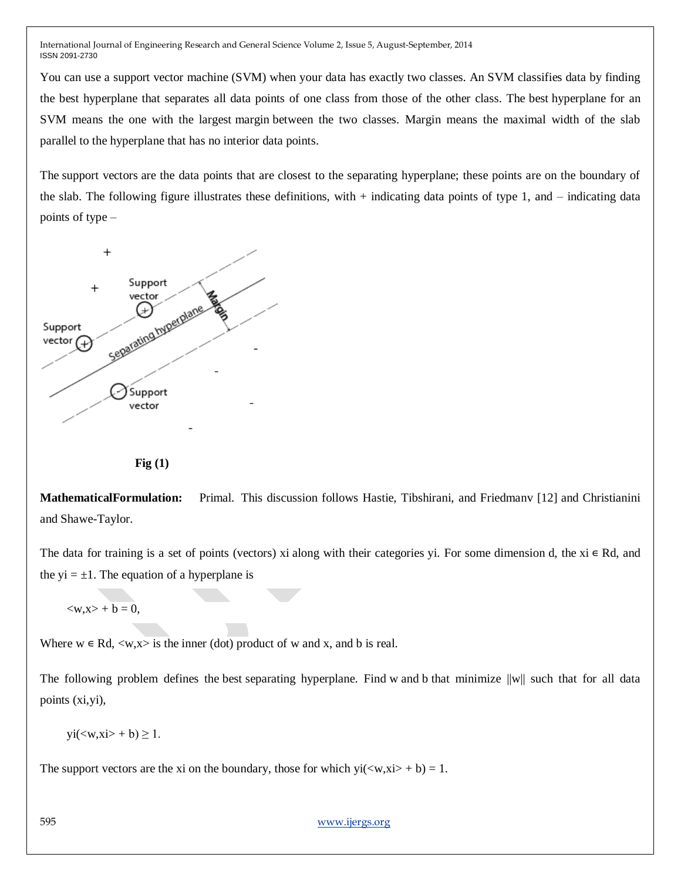You can use a support vector machine (SVM) when your data has exactly two classes. An SVM classifies data by finding the best hyperplane that separates all data points of one class from those of the other class. The best hyperplane for an SVM means the one with the largest margin between the two classes. Margin means the maximal width of the slab parallel to the hyperplane that has no interior data points.

The support vectors are the data points that are closest to the separating hyperplane; these points are on the boundary of the slab. The following figure illustrates these definitions, with + indicating data points of type 1, and – indicating data points of type –

**Fig (1)**

**MathematicalFormulation:** Primal. This discussion follows Hastie, Tibshirani, and Friedmanv [12] and Christianini and Shawe-Taylor.

The data for training is a set of points (vectors) $x_i$ along with their categories $y_i$. For some dimension d, the $x_i \in R^d$, and the $y_i = \pm 1$. The equation of a hyperplane is

$$\langle w,x \rangle + b = 0,$$

Where $w \in R^d$, $\langle w,x \rangle$ is the inner (dot) product of w and x, and b is real.

The following problem defines the best separating hyperplane. Find w and b that minimize $||w||$ such that for all data points $(x_i,y_i)$,

$$y_i(\langle w,x_i \rangle + b) \geq 1.$$

The support vectors are the $x_i$ on the boundary, those for which $y_i(\langle w,x_i \rangle + b) = 1$.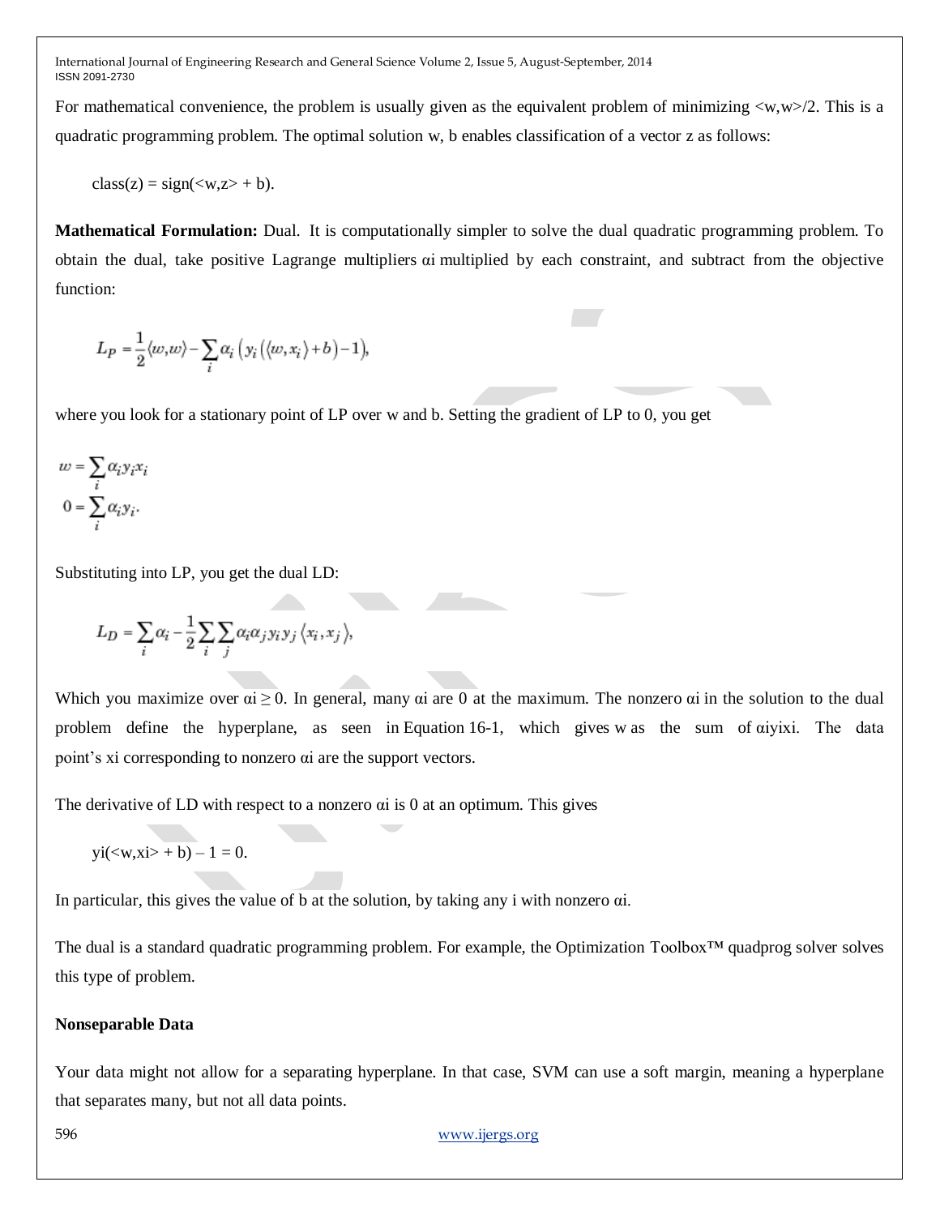For mathematical convenience, the problem is usually given as the equivalent problem of minimizing <w,w>/2. This is a quadratic programming problem. The optimal solution w, b enables classification of a vector z as follows:

class(z) = sign(<w,z> + b).

**Mathematical Formulation:** Dual. It is computationally simpler to solve the dual quadratic programming problem. To obtain the dual, take positive Lagrange multipliers $\alpha_i$ multiplied by each constraint, and subtract from the objective function:

$$L_P = \frac{1}{2}\langle w,w\rangle - \sum_i \alpha_i \left( y_i \left( \langle w,x_i \rangle + b \right) - 1 \right),$$

where you look for a stationary point of LP over w and b. Setting the gradient of LP to 0, you get

$$w = \sum_i \alpha_i y_i x_i$$
$$0 = \sum_i \alpha_i y_i.$$

Substituting into LP, you get the dual LD:

$$L_D = \sum_i \alpha_i - \frac{1}{2}\sum_i \sum_j \alpha_i \alpha_j y_i y_j \left\langle x_i, x_j \right\rangle,$$

Which you maximize over $\alpha_i \geq 0$. In general, many $\alpha_i$ are 0 at the maximum. The nonzero $\alpha_i$ in the solution to the dual problem define the hyperplane, as seen in Equation 16-1, which gives w as the sum of $\alpha_i y_i x_i$. The data point's $x_i$ corresponding to nonzero $\alpha_i$ are the support vectors.

The derivative of LD with respect to a nonzero $\alpha_i$ is 0 at an optimum. This gives

$y_i(<w,x_i> + b) - 1 = 0.$

In particular, this gives the value of b at the solution, by taking any i with nonzero $\alpha_i$.

The dual is a standard quadratic programming problem. For example, the Optimization Toolbox™ quadprog solver solves this type of problem.

**Nonseparable Data**

Your data might not allow for a separating hyperplane. In that case, SVM can use a soft margin, meaning a hyperplane that separates many, but not all data points.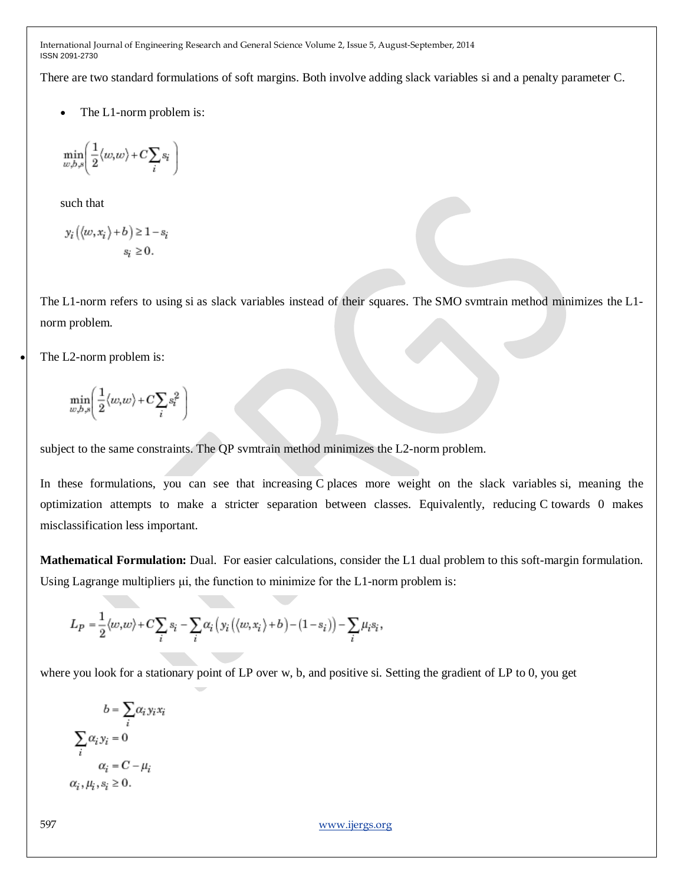There are two standard formulations of soft margins. Both involve adding slack variables $s_i$ and a penalty parameter C.

- The L1-norm problem is:

$$\min_{w,b,s}\left(\frac{1}{2}\langle w,w\rangle + C\sum_i s_i\right)$$

such that

$$y_i\left(\langle w,x_i\rangle + b\right) \geq 1 - s_i$$
$$s_i \geq 0.$$

The L1-norm refers to using $s_i$ as slack variables instead of their squares. The SMO svmtrain method minimizes the L1-norm problem.

- The L2-norm problem is:

$$\min_{w,b,s}\left(\frac{1}{2}\langle w,w\rangle + C\sum_i s_i^2\right)$$

subject to the same constraints. The QP svmtrain method minimizes the L2-norm problem.

In these formulations, you can see that increasing C places more weight on the slack variables $s_i$, meaning the optimization attempts to make a stricter separation between classes. Equivalently, reducing C towards 0 makes misclassification less important.

**Mathematical Formulation:** Dual. For easier calculations, consider the L1 dual problem to this soft-margin formulation. Using Lagrange multipliers $\mu_i$, the function to minimize for the L1-norm problem is:

$$L_P = \frac{1}{2}\langle w,w\rangle + C\sum_i s_i - \sum_i \alpha_i\left(y_i\left(\langle w,x_i\rangle + b\right) - (1 - s_i)\right) - \sum_i \mu_i s_i,$$

where you look for a stationary point of LP over w, b, and positive $s_i$. Setting the gradient of LP to 0, you get

$$b = \sum_i \alpha_i y_i x_i$$
$$\sum_i \alpha_i y_i = 0$$
$$\alpha_i = C - \mu_i$$
$$\alpha_i, \mu_i, s_i \geq 0.$$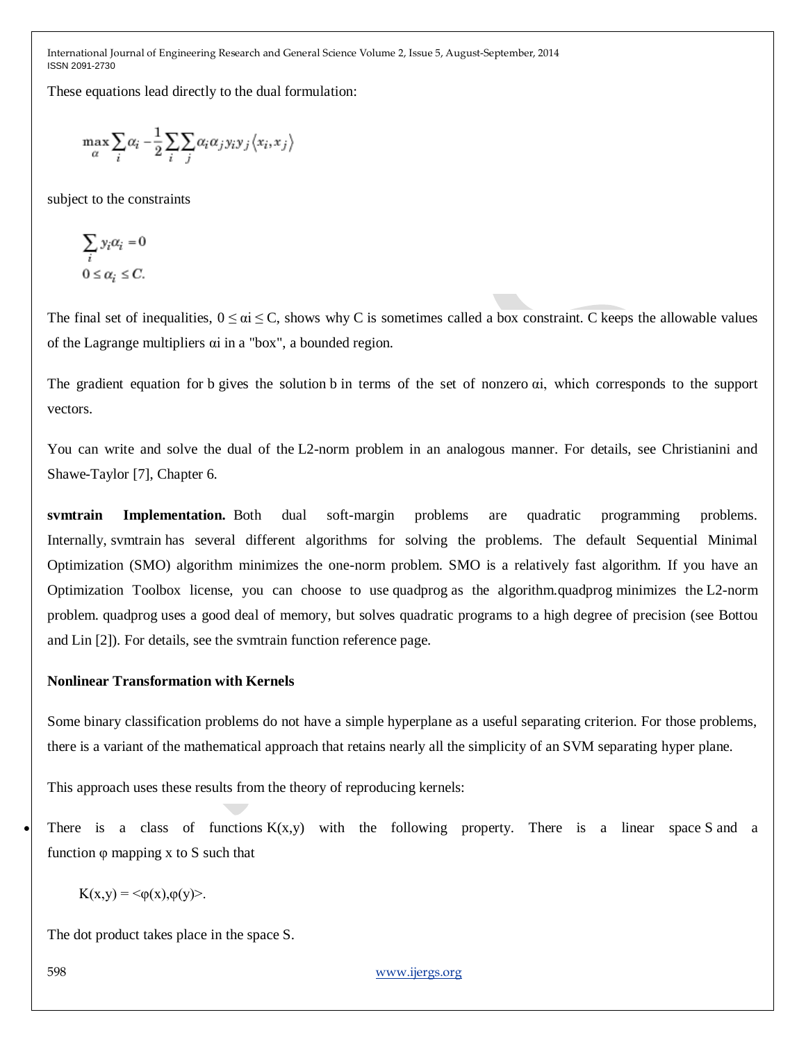These equations lead directly to the dual formulation:

$$\max_{\alpha} \sum_i \alpha_i - \frac{1}{2}\sum_i \sum_j \alpha_i \alpha_j y_i y_j \langle x_i, x_j \rangle$$

subject to the constraints

$$\sum_i y_i \alpha_i = 0$$
$$0 \leq \alpha_i \leq C.$$

The final set of inequalities, $0 \leq \alpha_i \leq C$, shows why C is sometimes called a box constraint. C keeps the allowable values of the Lagrange multipliers $\alpha_i$ in a "box", a bounded region.

The gradient equation for b gives the solution b in terms of the set of nonzero $\alpha_i$, which corresponds to the support vectors.

You can write and solve the dual of the L2-norm problem in an analogous manner. For details, see Christianini and Shawe-Taylor [7], Chapter 6.

**svmtrain Implementation.** Both dual soft-margin problems are quadratic programming problems. Internally, svmtrain has several different algorithms for solving the problems. The default Sequential Minimal Optimization (SMO) algorithm minimizes the one-norm problem. SMO is a relatively fast algorithm. If you have an Optimization Toolbox license, you can choose to use quadprog as the algorithm.quadprog minimizes the L2-norm problem. quadprog uses a good deal of memory, but solves quadratic programs to a high degree of precision (see Bottou and Lin [2]). For details, see the svmtrain function reference page.

**Nonlinear Transformation with Kernels**

Some binary classification problems do not have a simple hyperplane as a useful separating criterion. For those problems, there is a variant of the mathematical approach that retains nearly all the simplicity of an SVM separating hyper plane.

This approach uses these results from the theory of reproducing kernels:

- There is a class of functions K(x,y) with the following property. There is a linear space S and a function φ mapping x to S such that

  K(x,y) = <φ(x),φ(y)>.

The dot product takes place in the space S.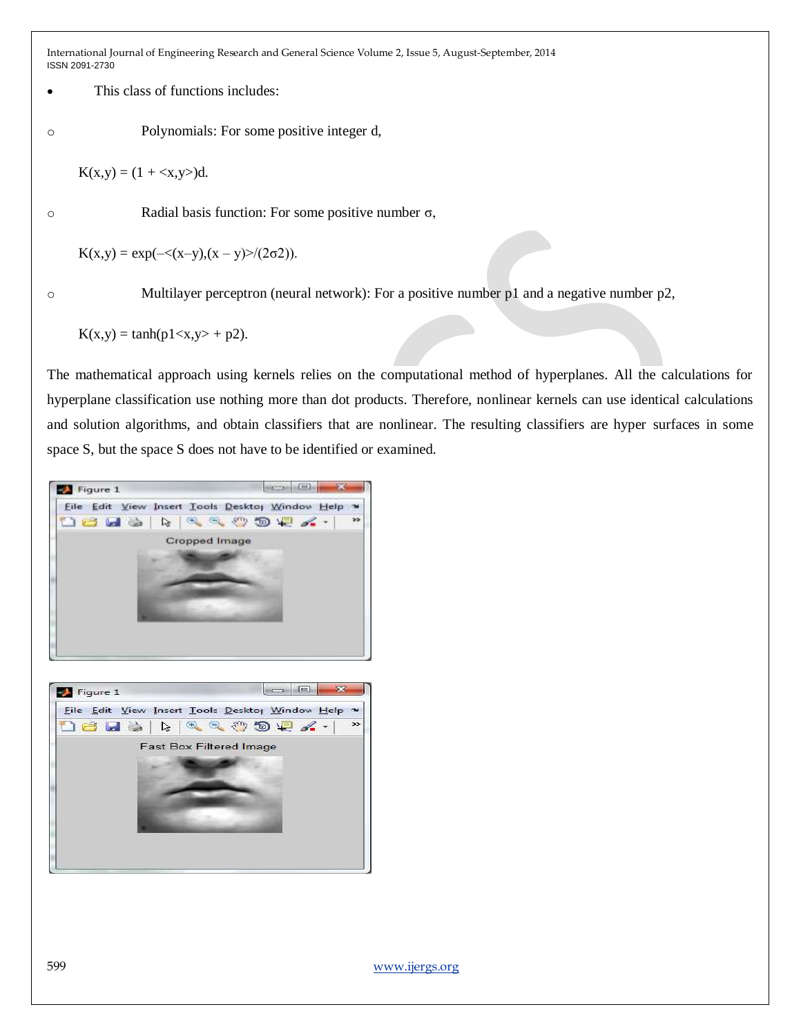- This class of functions includes:
  - Polynomials: For some positive integer d,

$$K(x,y) = (1 + \langle x,y \rangle)^d.$$

  - Radial basis function: For some positive number σ,

$$K(x,y) = \exp(-\langle (x-y),(x-y) \rangle/(2\sigma^2)).$$

  - Multilayer perceptron (neural network): For a positive number p1 and a negative number p2,

$$K(x,y) = \tanh(p1\langle x,y \rangle + p2).$$

The mathematical approach using kernels relies on the computational method of hyperplanes. All the calculations for hyperplane classification use nothing more than dot products. Therefore, nonlinear kernels can use identical calculations and solution algorithms, and obtain classifiers that are nonlinear. The resulting classifiers are hyper surfaces in some space S, but the space S does not have to be identified or examined.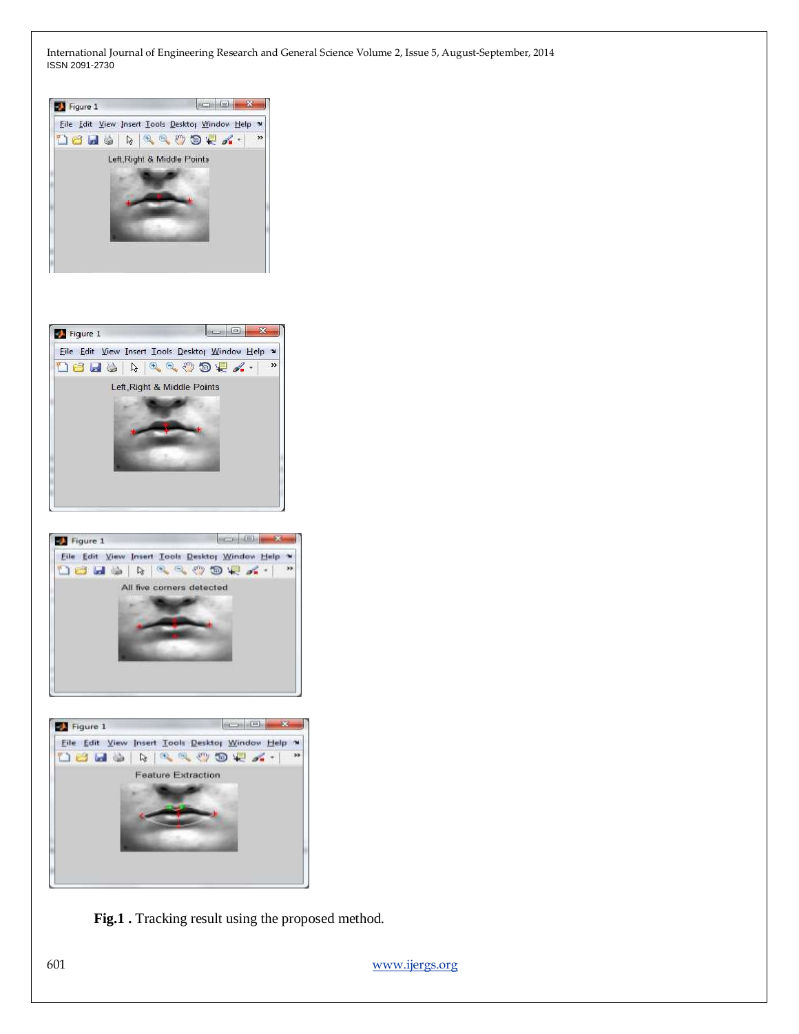**Fig.1 .** Tracking result using the proposed method.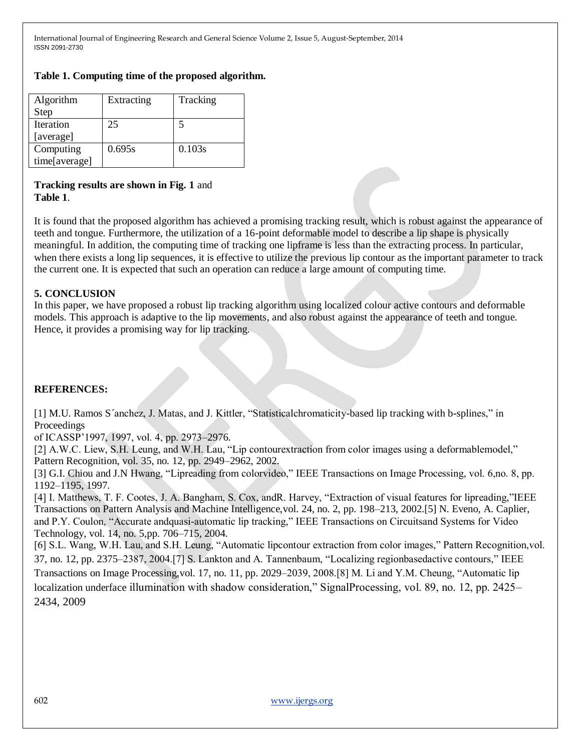**Table 1. Computing time of the proposed algorithm.**

| Algorithm Step | Extracting | Tracking |
|---|---|---|
| Iteration [average] | 25 | 5 |
| Computing time[average] | 0.695s | 0.103s |

**Tracking results are shown in Fig. 1** and **Table 1**.

It is found that the proposed algorithm has achieved a promising tracking result, which is robust against the appearance of teeth and tongue. Furthermore, the utilization of a 16-point deformable model to describe a lip shape is physically meaningful. In addition, the computing time of tracking one lipframe is less than the extracting process. In particular, when there exists a long lip sequences, it is effective to utilize the previous lip contour as the important parameter to track the current one. It is expected that such an operation can reduce a large amount of computing time.

## 5. CONCLUSION

In this paper, we have proposed a robust lip tracking algorithm using localized colour active contours and deformable models. This approach is adaptive to the lip movements, and also robust against the appearance of teeth and tongue. Hence, it provides a promising way for lip tracking.

## REFERENCES:

[1] M.U. Ramos S´anchez, J. Matas, and J. Kittler, "Statisticalchromaticity-based lip tracking with b-splines," in Proceedings of ICASSP'1997, 1997, vol. 4, pp. 2973–2976.

[2] A.W.C. Liew, S.H. Leung, and W.H. Lau, "Lip contourextraction from color images using a deformablemodel," Pattern Recognition, vol. 35, no. 12, pp. 2949–2962, 2002.

[3] G.I. Chiou and J.N Hwang, "Lipreading from colorvideo," IEEE Transactions on Image Processing, vol. 6,no. 8, pp. 1192–1195, 1997.

[4] I. Matthews, T. F. Cootes, J. A. Bangham, S. Cox, andR. Harvey, "Extraction of visual features for lipreading,"IEEE Transactions on Pattern Analysis and Machine Intelligence,vol. 24, no. 2, pp. 198–213, 2002.[5] N. Eveno, A. Caplier, and P.Y. Coulon, "Accurate andquasi-automatic lip tracking," IEEE Transactions on Circuitsand Systems for Video Technology, vol. 14, no. 5,pp. 706–715, 2004.

[6] S.L. Wang, W.H. Lau, and S.H. Leung, "Automatic lipcontour extraction from color images," Pattern Recognition,vol. 37, no. 12, pp. 2375–2387, 2004.[7] S. Lankton and A. Tannenbaum, "Localizing regionbasedactive contours," IEEE Transactions on Image Processing,vol. 17, no. 11, pp. 2029–2039, 2008.[8] M. Li and Y.M. Cheung, "Automatic lip localization underface illumination with shadow consideration," SignalProcessing, vol. 89, no. 12, pp. 2425–2434, 2009